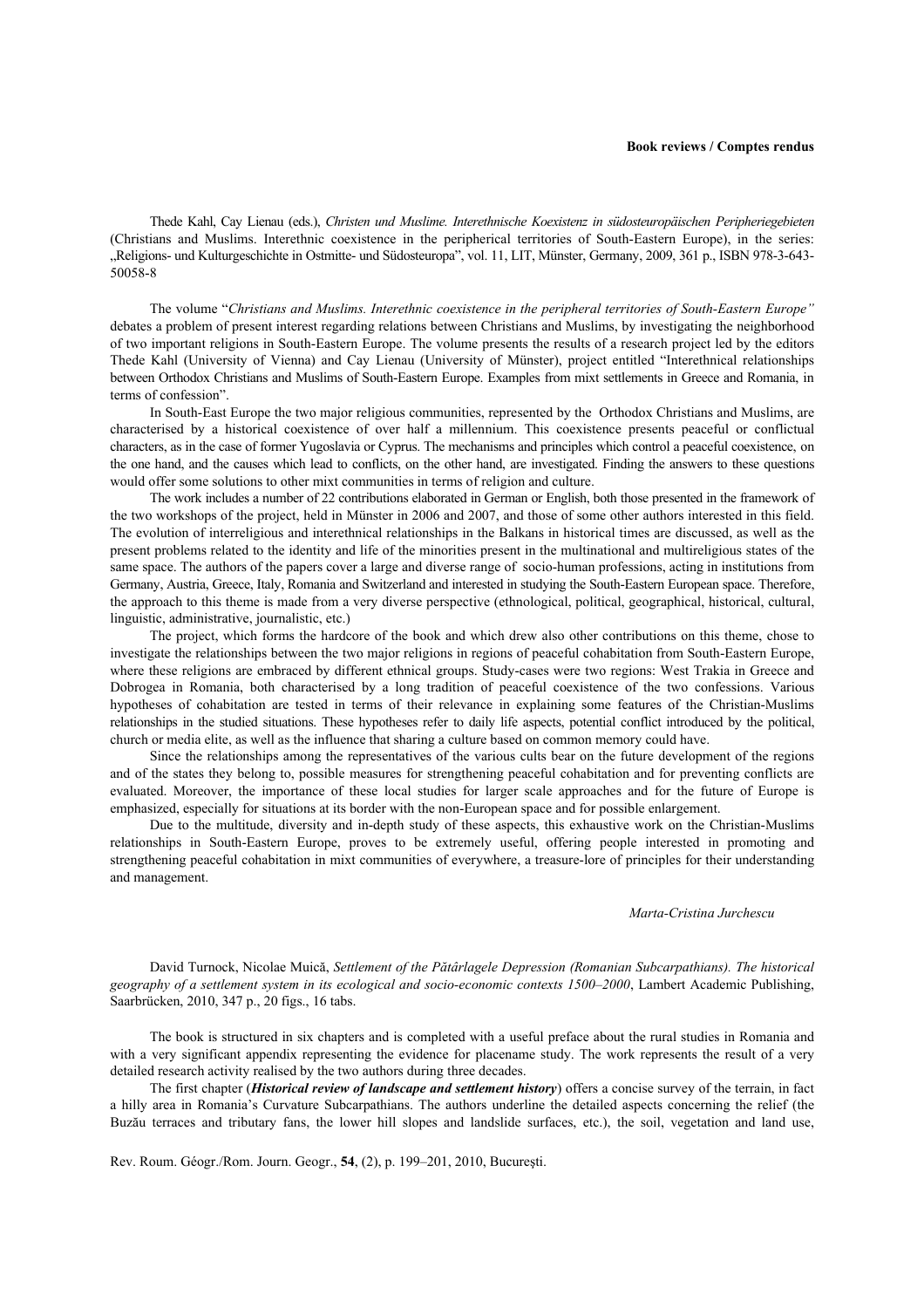**Book reviews / Comptes rendus**

Thede Kahl, Cay Lienau (eds.), *Christen und Muslime. Interethnische Koexistenz in südosteuropäischen Peripheriegebieten* (Christians and Muslims. Interethnic coexistence in the peripherical territories of South-Eastern Europe), in the series: „Religions- und Kulturgeschichte in Ostmitte- und Südosteuropa", vol. 11, LIT, Münster, Germany, 2009, 361 p., ISBN 978-3-643-50058-8

The volume "*Christians and Muslims. Interethnic coexistence in the peripheral territories of South-Eastern Europe"* debates a problem of present interest regarding relations between Christians and Muslims, by investigating the neighborhood of two important religions in South-Eastern Europe. The volume presents the results of a research project led by the editors Thede Kahl (University of Vienna) and Cay Lienau (University of Münster), project entitled "Interethnical relationships between Orthodox Christians and Muslims of South-Eastern Europe. Examples from mixt settlements in Greece and Romania, in terms of confession".

In South-East Europe the two major religious communities, represented by the Orthodox Christians and Muslims, are characterised by a historical coexistence of over half a millennium. This coexistence presents peaceful or conflictual characters, as in the case of former Yugoslavia or Cyprus. The mechanisms and principles which control a peaceful coexistence, on the one hand, and the causes which lead to conflicts, on the other hand, are investigated. Finding the answers to these questions would offer some solutions to other mixt communities in terms of religion and culture.

The work includes a number of 22 contributions elaborated in German or English, both those presented in the framework of the two workshops of the project, held in Münster in 2006 and 2007, and those of some other authors interested in this field. The evolution of interreligious and interethnical relationships in the Balkans in historical times are discussed, as well as the present problems related to the identity and life of the minorities present in the multinational and multireligious states of the same space. The authors of the papers cover a large and diverse range of socio-human professions, acting in institutions from Germany, Austria, Greece, Italy, Romania and Switzerland and interested in studying the South-Eastern European space. Therefore, the approach to this theme is made from a very diverse perspective (ethnological, political, geographical, historical, cultural, linguistic, administrative, journalistic, etc.)

The project, which forms the hardcore of the book and which drew also other contributions on this theme, chose to investigate the relationships between the two major religions in regions of peaceful cohabitation from South-Eastern Europe, where these religions are embraced by different ethnical groups. Study-cases were two regions: West Trakia in Greece and Dobrogea in Romania, both characterised by a long tradition of peaceful coexistence of the two confessions. Various hypotheses of cohabitation are tested in terms of their relevance in explaining some features of the Christian-Muslims relationships in the studied situations. These hypotheses refer to daily life aspects, potential conflict introduced by the political, church or media elite, as well as the influence that sharing a culture based on common memory could have.

Since the relationships among the representatives of the various cults bear on the future development of the regions and of the states they belong to, possible measures for strengthening peaceful cohabitation and for preventing conflicts are evaluated. Moreover, the importance of these local studies for larger scale approaches and for the future of Europe is emphasized, especially for situations at its border with the non-European space and for possible enlargement.

Due to the multitude, diversity and in-depth study of these aspects, this exhaustive work on the Christian-Muslims relationships in South-Eastern Europe, proves to be extremely useful, offering people interested in promoting and strengthening peaceful cohabitation in mixt communities of everywhere, a treasure-lore of principles for their understanding and management.

*Marta-Cristina Jurchescu*

David Turnock, Nicolae Muică, *Settlement of the Pătârlagele Depression (Romanian Subcarpathians). The historical geography of a settlement system in its ecological and socio-economic contexts 1500–2000*, Lambert Academic Publishing, Saarbrücken, 2010, 347 p., 20 figs., 16 tabs.

The book is structured in six chapters and is completed with a useful preface about the rural studies in Romania and with a very significant appendix representing the evidence for placename study. The work represents the result of a very detailed research activity realised by the two authors during three decades.

The first chapter (***Historical review of landscape and settlement history***) offers a concise survey of the terrain, in fact a hilly area in Romania's Curvature Subcarpathians. The authors underline the detailed aspects concerning the relief (the Buzău terraces and tributary fans, the lower hill slopes and landslide surfaces, etc.), the soil, vegetation and land use,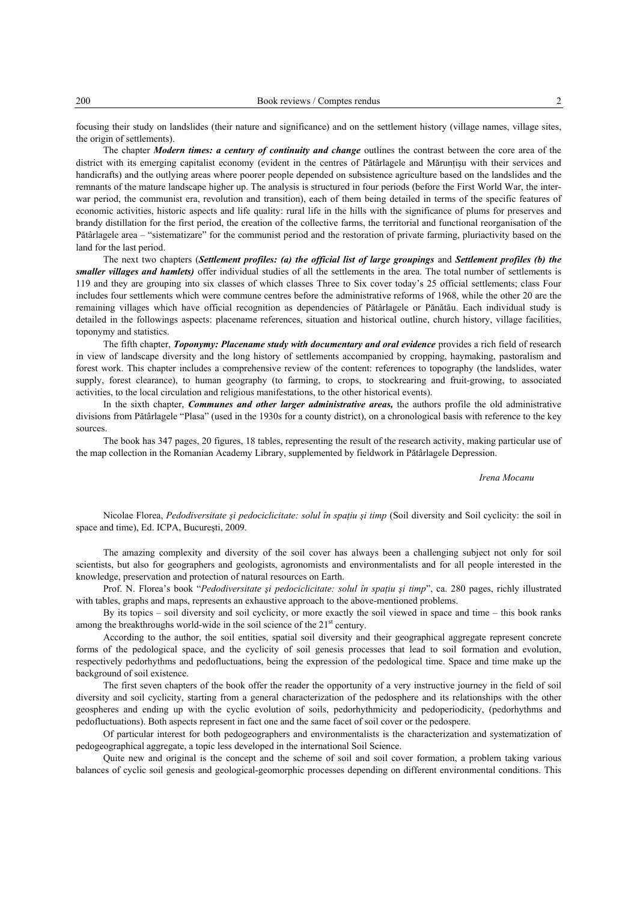focusing their study on landslides (their nature and significance) and on the settlement history (village names, village sites, the origin of settlements).

The chapter ***Modern times: a century of continuity and change*** outlines the contrast between the core area of the district with its emerging capitalist economy (evident in the centres of Pătârlagele and Măruntişu with their services and handicrafts) and the outlying areas where poorer people depended on subsistence agriculture based on the landslides and the remnants of the mature landscape higher up. The analysis is structured in four periods (before the First World War, the inter-war period, the communist era, revolution and transition), each of them being detailed in terms of the specific features of economic activities, historic aspects and life quality: rural life in the hills with the significance of plums for preserves and brandy distillation for the first period, the creation of the collective farms, the territorial and functional reorganisation of the Pătârlagele area – "sistematizare" for the communist period and the restoration of private farming, pluriactivity based on the land for the last period.

The next two chapters (***Settlement profiles: (a) the official list of large groupings*** and ***Settlement profiles (b) the smaller villages and hamlets)*** offer individual studies of all the settlements in the area. The total number of settlements is 119 and they are grouping into six classes of which classes Three to Six cover today's 25 official settlements; class Four includes four settlements which were commune centres before the administrative reforms of 1968, while the other 20 are the remaining villages which have official recognition as dependencies of Pătârlagele or Pănătău. Each individual study is detailed in the followings aspects: placename references, situation and historical outline, church history, village facilities, toponymy and statistics.

The fifth chapter, ***Toponymy: Placename study with documentary and oral evidence*** provides a rich field of research in view of landscape diversity and the long history of settlements accompanied by cropping, haymaking, pastoralism and forest work. This chapter includes a comprehensive review of the content: references to topography (the landslides, water supply, forest clearance), to human geography (to farming, to crops, to stockrearing and fruit-growing, to associated activities, to the local circulation and religious manifestations, to the other historical events).

In the sixth chapter, ***Communes and other larger administrative areas,*** the authors profile the old administrative divisions from Pătârlagele "Plasa" (used in the 1930s for a county district), on a chronological basis with reference to the key sources.

The book has 347 pages, 20 figures, 18 tables, representing the result of the research activity, making particular use of the map collection in the Romanian Academy Library, supplemented by fieldwork in Pătârlagele Depression.

*Irena Mocanu*

Nicolae Florea, *Pedodiversitate şi pedociclicitate: solul în spaţiu şi timp* (Soil diversity and Soil cyclicity: the soil in space and time), Ed. ICPA, Bucureşti, 2009.

The amazing complexity and diversity of the soil cover has always been a challenging subject not only for soil scientists, but also for geographers and geologists, agronomists and environmentalists and for all people interested in the knowledge, preservation and protection of natural resources on Earth.

Prof. N. Florea's book "*Pedodiversitate şi pedociclicitate: solul în spaţiu şi timp*", ca. 280 pages, richly illustrated with tables, graphs and maps, represents an exhaustive approach to the above-mentioned problems.

By its topics – soil diversity and soil cyclicity, or more exactly the soil viewed in space and time – this book ranks among the breakthroughs world-wide in the soil science of the 21st century.

According to the author, the soil entities, spatial soil diversity and their geographical aggregate represent concrete forms of the pedological space, and the cyclicity of soil genesis processes that lead to soil formation and evolution, respectively pedorhythms and pedofluctuations, being the expression of the pedological time. Space and time make up the background of soil existence.

The first seven chapters of the book offer the reader the opportunity of a very instructive journey in the field of soil diversity and soil cyclicity, starting from a general characterization of the pedosphere and its relationships with the other geospheres and ending up with the cyclic evolution of soils, pedorhythmicity and pedoperiodicity, (pedorhythms and pedofluctuations). Both aspects represent in fact one and the same facet of soil cover or the pedospere.

Of particular interest for both pedogeographers and environmentalists is the characterization and systematization of pedogeographical aggregate, a topic less developed in the international Soil Science.

Quite new and original is the concept and the scheme of soil and soil cover formation, a problem taking various balances of cyclic soil genesis and geological-geomorphic processes depending on different environmental conditions. This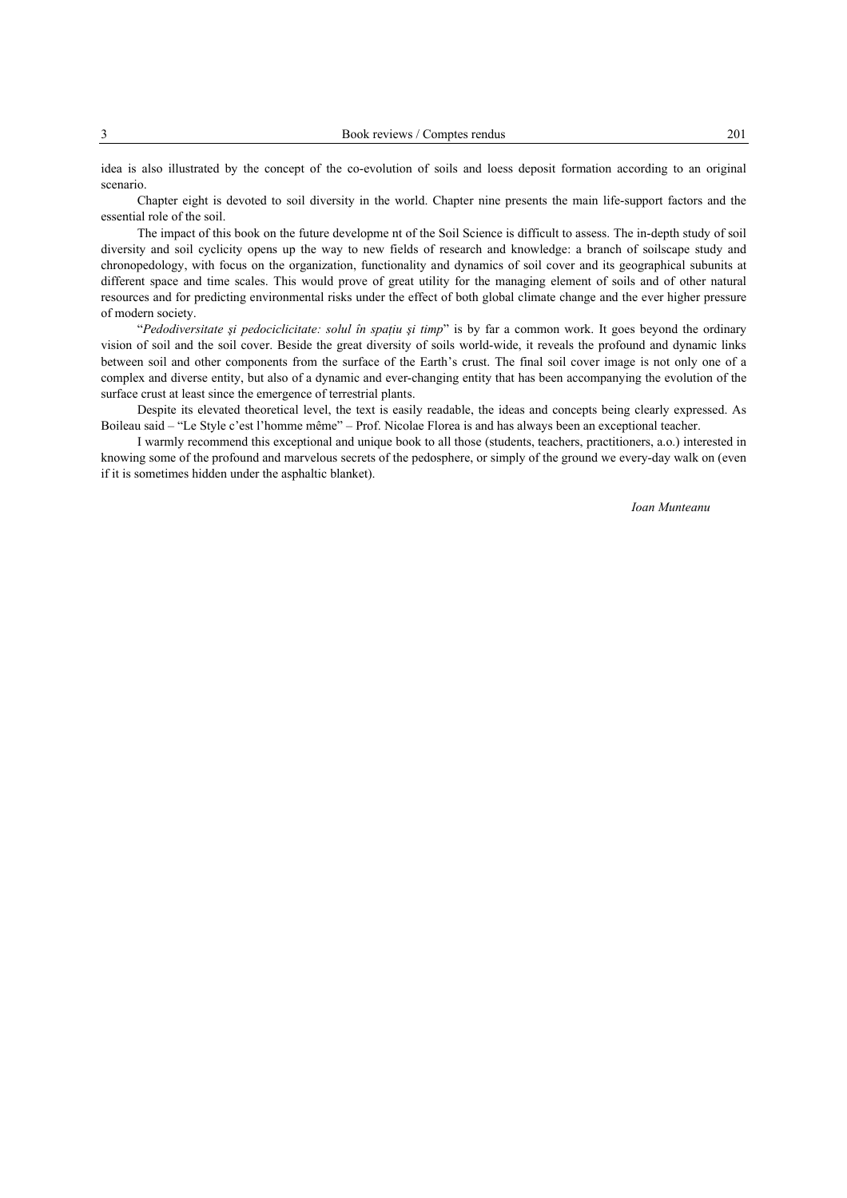idea is also illustrated by the concept of the co-evolution of soils and loess deposit formation according to an original scenario.

Chapter eight is devoted to soil diversity in the world. Chapter nine presents the main life-support factors and the essential role of the soil.

The impact of this book on the future developme nt of the Soil Science is difficult to assess. The in-depth study of soil diversity and soil cyclicity opens up the way to new fields of research and knowledge: a branch of soilscape study and chronopedology, with focus on the organization, functionality and dynamics of soil cover and its geographical subunits at different space and time scales. This would prove of great utility for the managing element of soils and of other natural resources and for predicting environmental risks under the effect of both global climate change and the ever higher pressure of modern society.

"*Pedodiversitate şi pedociclicitate: solul în spaţiu şi timp*" is by far a common work. It goes beyond the ordinary vision of soil and the soil cover. Beside the great diversity of soils world-wide, it reveals the profound and dynamic links between soil and other components from the surface of the Earth's crust. The final soil cover image is not only one of a complex and diverse entity, but also of a dynamic and ever-changing entity that has been accompanying the evolution of the surface crust at least since the emergence of terrestrial plants.

Despite its elevated theoretical level, the text is easily readable, the ideas and concepts being clearly expressed. As Boileau said – "Le Style c'est l'homme même" – Prof. Nicolae Florea is and has always been an exceptional teacher.

I warmly recommend this exceptional and unique book to all those (students, teachers, practitioners, a.o.) interested in knowing some of the profound and marvelous secrets of the pedosphere, or simply of the ground we every-day walk on (even if it is sometimes hidden under the asphaltic blanket).

*Ioan Munteanu*